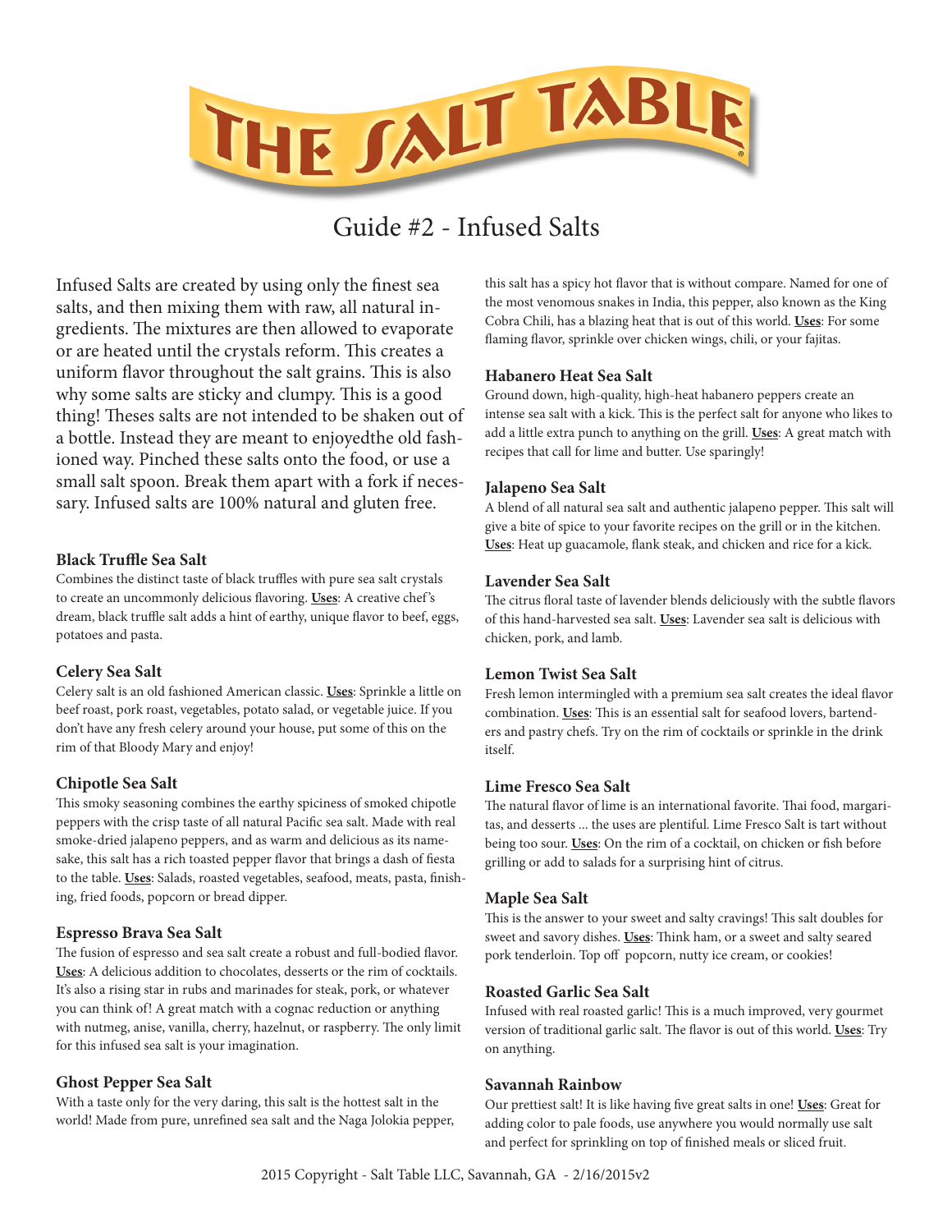# THE SALT TABLE

## Guide #2 - Infused Salts

Infused Salts are created by using only the finest sea salts, and then mixing them with raw, all natural ingredients. The mixtures are then allowed to evaporate or are heated until the crystals reform. This creates a uniform flavor throughout the salt grains. This is also why some salts are sticky and clumpy. This is a good thing! Theses salts are not intended to be shaken out of a bottle. Instead they are meant to enjoyedthe old fashioned way. Pinched these salts onto the food, or use a small salt spoon. Break them apart with a fork if necessary. Infused salts are 100% natural and gluten free.

### Black Truffle Sea Salt

Combines the distinct taste of black truffles with pure sea salt crystals to create an uncommonly delicious flavoring. **Uses**: A creative chef's dream, black truffle salt adds a hint of earthy, unique flavor to beef, eggs, potatoes and pasta.

### Celery Sea Salt

Celery salt is an old fashioned American classic. **Uses**: Sprinkle a little on beef roast, pork roast, vegetables, potato salad, or vegetable juice. If you don't have any fresh celery around your house, put some of this on the rim of that Bloody Mary and enjoy!

### Chipotle Sea Salt

This smoky seasoning combines the earthy spiciness of smoked chipotle peppers with the crisp taste of all natural Pacific sea salt. Made with real smoke-dried jalapeno peppers, and as warm and delicious as its namesake, this salt has a rich toasted pepper flavor that brings a dash of fiesta to the table. **Uses**: Salads, roasted vegetables, seafood, meats, pasta, finishing, fried foods, popcorn or bread dipper.

### Espresso Brava Sea Salt

The fusion of espresso and sea salt create a robust and full-bodied flavor. **Uses**: A delicious addition to chocolates, desserts or the rim of cocktails. It's also a rising star in rubs and marinades for steak, pork, or whatever you can think of! A great match with a cognac reduction or anything with nutmeg, anise, vanilla, cherry, hazelnut, or raspberry. The only limit for this infused sea salt is your imagination.

### Ghost Pepper Sea Salt

With a taste only for the very daring, this salt is the hottest salt in the world! Made from pure, unrefined sea salt and the Naga Jolokia pepper, this salt has a spicy hot flavor that is without compare. Named for one of the most venomous snakes in India, this pepper, also known as the King Cobra Chili, has a blazing heat that is out of this world. **Uses**: For some flaming flavor, sprinkle over chicken wings, chili, or your fajitas.

### Habanero Heat Sea Salt

Ground down, high-quality, high-heat habanero peppers create an intense sea salt with a kick. This is the perfect salt for anyone who likes to add a little extra punch to anything on the grill. **Uses**: A great match with recipes that call for lime and butter. Use sparingly!

### Jalapeno Sea Salt

A blend of all natural sea salt and authentic jalapeno pepper. This salt will give a bite of spice to your favorite recipes on the grill or in the kitchen. **Uses**: Heat up guacamole, flank steak, and chicken and rice for a kick.

### Lavender Sea Salt

The citrus floral taste of lavender blends deliciously with the subtle flavors of this hand-harvested sea salt. **Uses**: Lavender sea salt is delicious with chicken, pork, and lamb.

### Lemon Twist Sea Salt

Fresh lemon intermingled with a premium sea salt creates the ideal flavor combination. **Uses**: This is an essential salt for seafood lovers, bartenders and pastry chefs. Try on the rim of cocktails or sprinkle in the drink itself.

### Lime Fresco Sea Salt

The natural flavor of lime is an international favorite. Thai food, margaritas, and desserts ... the uses are plentiful. Lime Fresco Salt is tart without being too sour. **Uses**: On the rim of a cocktail, on chicken or fish before grilling or add to salads for a surprising hint of citrus.

### Maple Sea Salt

This is the answer to your sweet and salty cravings! This salt doubles for sweet and savory dishes. **Uses**: Think ham, or a sweet and salty seared pork tenderloin. Top off popcorn, nutty ice cream, or cookies!

### Roasted Garlic Sea Salt

Infused with real roasted garlic! This is a much improved, very gourmet version of traditional garlic salt. The flavor is out of this world. **Uses**: Try on anything.

### Savannah Rainbow

Our prettiest salt! It is like having five great salts in one! **Uses**: Great for adding color to pale foods, use anywhere you would normally use salt and perfect for sprinkling on top of finished meals or sliced fruit.

2015 Copyright - Salt Table LLC, Savannah, GA - 2/16/2015v2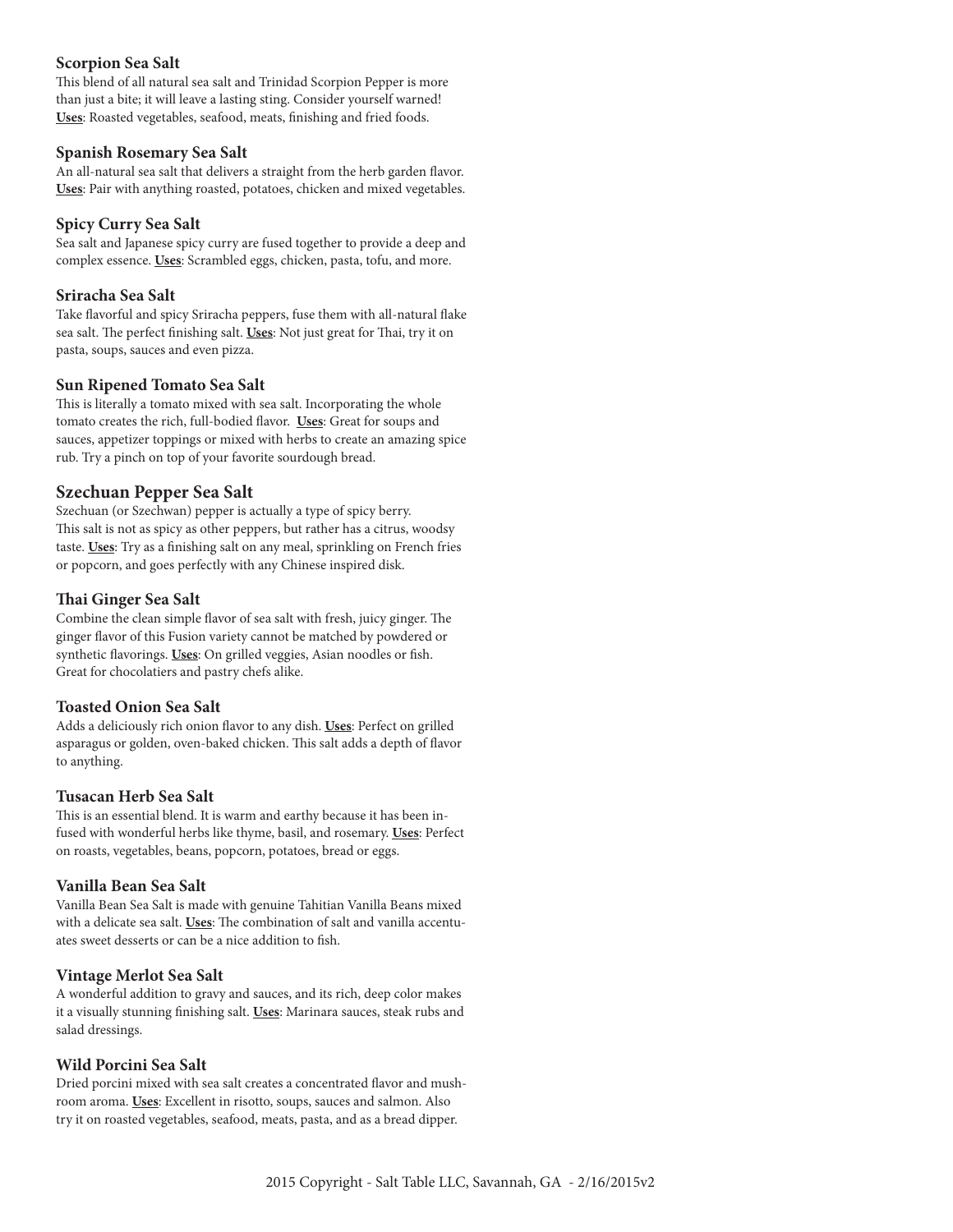### Scorpion Sea Salt

This blend of all natural sea salt and Trinidad Scorpion Pepper is more than just a bite; it will leave a lasting sting. Consider yourself warned! **Uses**: Roasted vegetables, seafood, meats, finishing and fried foods.

### Spanish Rosemary Sea Salt

An all-natural sea salt that delivers a straight from the herb garden flavor. **Uses**: Pair with anything roasted, potatoes, chicken and mixed vegetables.

### Spicy Curry Sea Salt

Sea salt and Japanese spicy curry are fused together to provide a deep and complex essence. **Uses**: Scrambled eggs, chicken, pasta, tofu, and more.

### Sriracha Sea Salt

Take flavorful and spicy Sriracha peppers, fuse them with all-natural flake sea salt. The perfect finishing salt. **Uses**: Not just great for Thai, try it on pasta, soups, sauces and even pizza.

### Sun Ripened Tomato Sea Salt

This is literally a tomato mixed with sea salt. Incorporating the whole tomato creates the rich, full-bodied flavor. **Uses**: Great for soups and sauces, appetizer toppings or mixed with herbs to create an amazing spice rub. Try a pinch on top of your favorite sourdough bread.

### Szechuan Pepper Sea Salt

Szechuan (or Szechwan) pepper is actually a type of spicy berry. This salt is not as spicy as other peppers, but rather has a citrus, woodsy taste. **Uses**: Try as a finishing salt on any meal, sprinkling on French fries or popcorn, and goes perfectly with any Chinese inspired disk.

### Thai Ginger Sea Salt

Combine the clean simple flavor of sea salt with fresh, juicy ginger. The ginger flavor of this Fusion variety cannot be matched by powdered or synthetic flavorings. **Uses**: On grilled veggies, Asian noodles or fish. Great for chocolatiers and pastry chefs alike.

### Toasted Onion Sea Salt

Adds a deliciously rich onion flavor to any dish. **Uses**: Perfect on grilled asparagus or golden, oven-baked chicken. This salt adds a depth of flavor to anything.

### Tusacan Herb Sea Salt

This is an essential blend. It is warm and earthy because it has been infused with wonderful herbs like thyme, basil, and rosemary. **Uses**: Perfect on roasts, vegetables, beans, popcorn, potatoes, bread or eggs.

### Vanilla Bean Sea Salt

Vanilla Bean Sea Salt is made with genuine Tahitian Vanilla Beans mixed with a delicate sea salt. **Uses**: The combination of salt and vanilla accentuates sweet desserts or can be a nice addition to fish.

### Vintage Merlot Sea Salt

A wonderful addition to gravy and sauces, and its rich, deep color makes it a visually stunning finishing salt. **Uses**: Marinara sauces, steak rubs and salad dressings.

### Wild Porcini Sea Salt

Dried porcini mixed with sea salt creates a concentrated flavor and mushroom aroma. **Uses**: Excellent in risotto, soups, sauces and salmon. Also try it on roasted vegetables, seafood, meats, pasta, and as a bread dipper.

2015 Copyright - Salt Table LLC, Savannah, GA - 2/16/2015v2